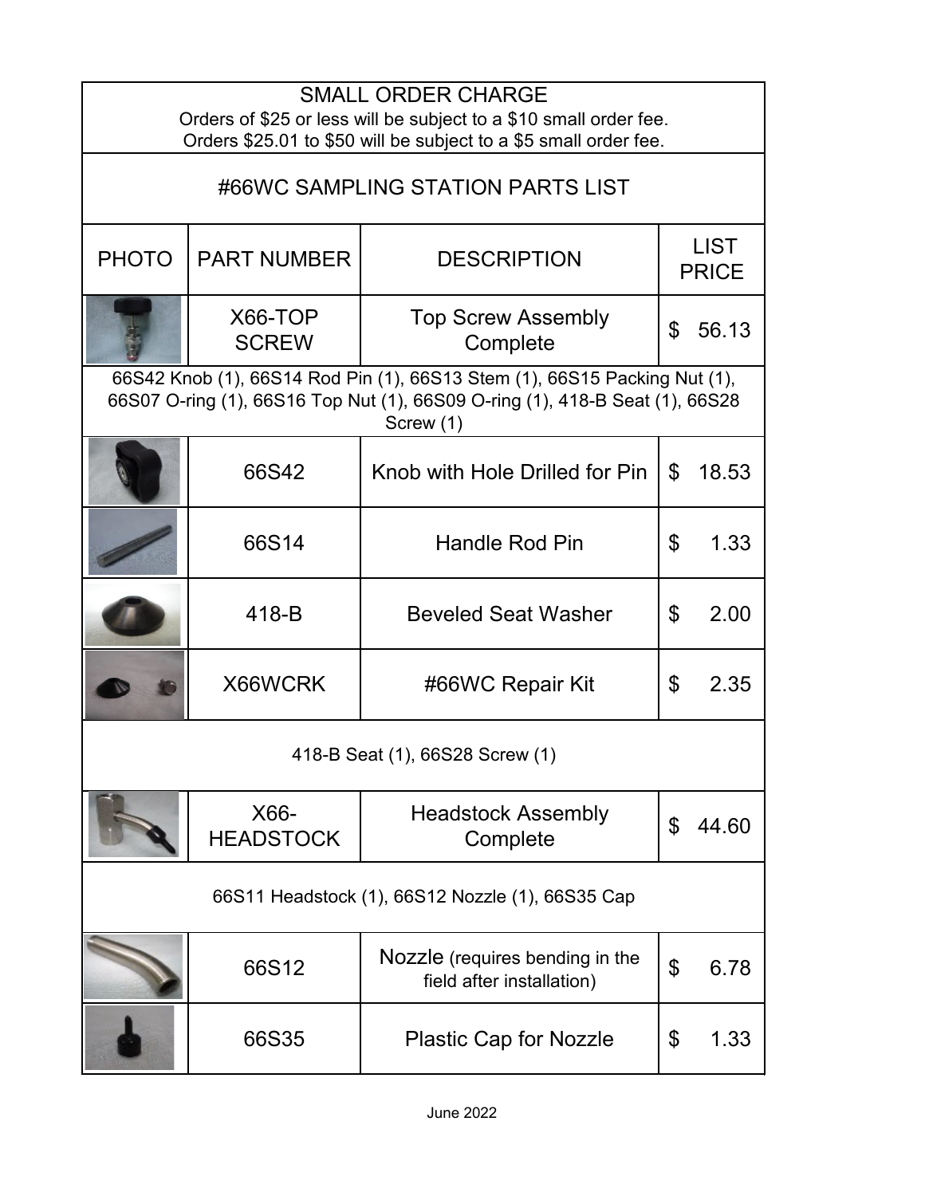## SMALL ORDER CHARGE

Orders of $25 or less will be subject to a $10 small order fee.
Orders $25.01 to $50 will be subject to a $5 small order fee.

## #66WC SAMPLING STATION PARTS LIST

| PHOTO | PART NUMBER | DESCRIPTION | LIST PRICE |
|---|---|---|---|
| | X66-TOP SCREW | Top Screw Assembly Complete | $ 56.13 |
| 66S42 Knob (1), 66S14 Rod Pin (1), 66S13 Stem (1), 66S15 Packing Nut (1), 66S07 O-ring (1), 66S16 Top Nut (1), 66S09 O-ring (1), 418-B Seat (1), 66S28 Screw (1) | | | |
| | 66S42 | Knob with Hole Drilled for Pin | $ 18.53 |
| | 66S14 | Handle Rod Pin | $ 1.33 |
| | 418-B | Beveled Seat Washer | $ 2.00 |
| | X66WCRK | #66WC Repair Kit | $ 2.35 |
| 418-B Seat (1), 66S28 Screw (1) | | | |
| | X66-HEADSTOCK | Headstock Assembly Complete | $ 44.60 |
| 66S11 Headstock (1), 66S12 Nozzle (1), 66S35 Cap | | | |
| | 66S12 | Nozzle (requires bending in the field after installation) | $ 6.78 |
| | 66S35 | Plastic Cap for Nozzle | $ 1.33 |

June 2022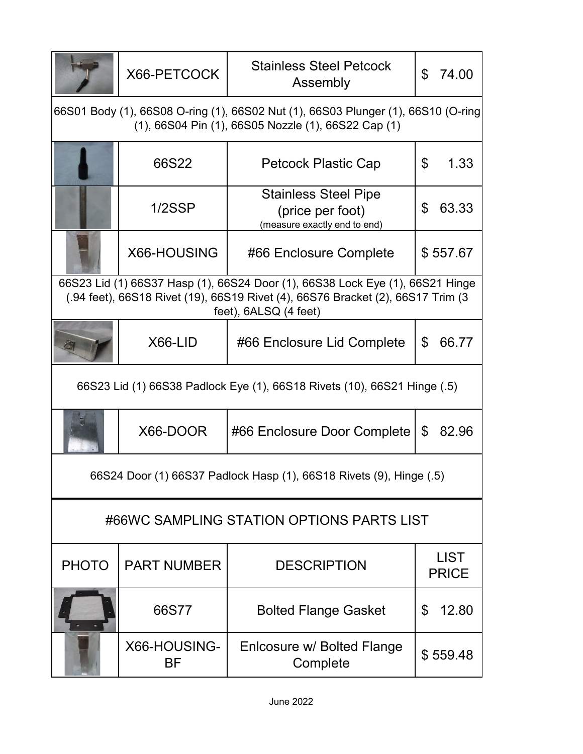| | X66-PETCOCK | Stainless Steel Petcock Assembly | $ 74.00 |
|---|---|---|---|
| 66S01 Body (1), 66S08 O-ring (1), 66S02 Nut (1), 66S03 Plunger (1), 66S10 (O-ring (1), 66S04 Pin (1), 66S05 Nozzle (1), 66S22 Cap (1) | | | |
| | 66S22 | Petcock Plastic Cap | $ 1.33 |
| | 1/2SSP | Stainless Steel Pipe (price per foot) (measure exactly end to end) | $ 63.33 |
| | X66-HOUSING | #66 Enclosure Complete | $ 557.67 |
| 66S23 Lid (1) 66S37 Hasp (1), 66S24 Door (1), 66S38 Lock Eye (1), 66S21 Hinge (.94 feet), 66S18 Rivet (19), 66S19 Rivet (4), 66S76 Bracket (2), 66S17 Trim (3 feet), 6ALSQ (4 feet) | | | |
| | X66-LID | #66 Enclosure Lid Complete | $ 66.77 |
| 66S23 Lid (1) 66S38 Padlock Eye (1), 66S18 Rivets (10), 66S21 Hinge (.5) | | | |
| | X66-DOOR | #66 Enclosure Door Complete | $ 82.96 |
| 66S24 Door (1) 66S37 Padlock Hasp (1), 66S18 Rivets (9), Hinge (.5) | | | |

## #66WC SAMPLING STATION OPTIONS PARTS LIST

| PHOTO | PART NUMBER | DESCRIPTION | LIST PRICE |
|---|---|---|---|
| | 66S77 | Bolted Flange Gasket | $ 12.80 |
| | X66-HOUSING-BF | Enlcosure w/ Bolted Flange Complete | $ 559.48 |

June 2022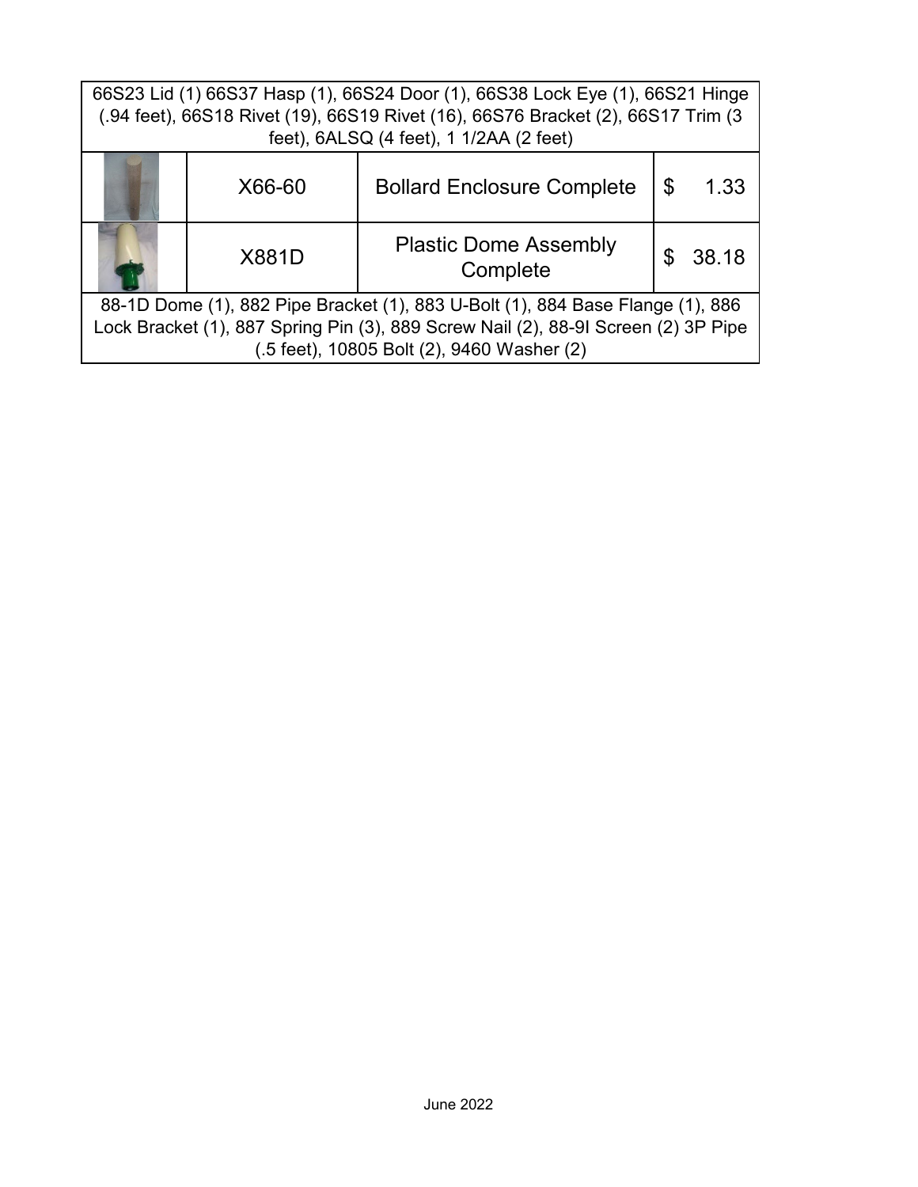| | | | |
|---|---|---|---|
| 66S23 Lid (1) 66S37 Hasp (1), 66S24 Door (1), 66S38 Lock Eye (1), 66S21 Hinge (.94 feet), 66S18 Rivet (19), 66S19 Rivet (16), 66S76 Bracket (2), 66S17 Trim (3 feet), 6ALSQ (4 feet), 1 1/2AA (2 feet) | | | |
| | X66-60 | Bollard Enclosure Complete | $ 1.33 |
| | X881D | Plastic Dome Assembly Complete | $ 38.18 |
| 88-1D Dome (1), 882 Pipe Bracket (1), 883 U-Bolt (1), 884 Base Flange (1), 886 Lock Bracket (1), 887 Spring Pin (3), 889 Screw Nail (2), 88-9I Screen (2) 3P Pipe (.5 feet), 10805 Bolt (2), 9460 Washer (2) | | | |

June 2022